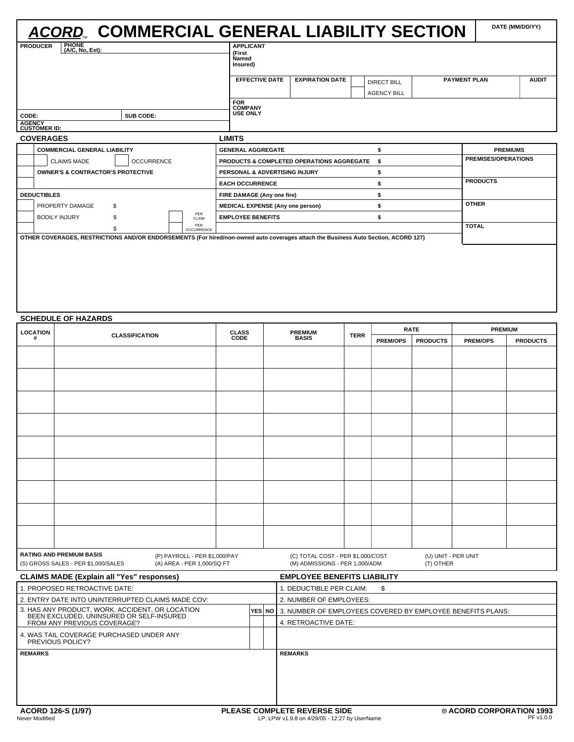# ACORD™ COMMERCIAL GENERAL LIABILITY SECTION

| | | |
|---|---|---|
| DATE (MM/DD/YY) | | |

| PRODUCER | PHONE (A/C, No, Ext): | APPLICANT (First Named Insured) | | | | |
|---|---|---|---|---|---|---|
| | | EFFECTIVE DATE | EXPIRATION DATE | DIRECT BILL / AGENCY BILL | PAYMENT PLAN | AUDIT |
| CODE: | SUB CODE: | FOR COMPANY USE ONLY | | | | |
| AGENCY CUSTOMER ID: | | | | | | |

## COVERAGES / LIMITS

| COVERAGES | | LIMITS | | PREMIUMS |
|---|---|---|---|---|
| COMMERCIAL GENERAL LIABILITY | | GENERAL AGGREGATE | $ | PREMISES/OPERATIONS |
| CLAIMS MADE | OCCURRENCE | PRODUCTS & COMPLETED OPERATIONS AGGREGATE | $ | |
| OWNER'S & CONTRACTOR'S PROTECTIVE | | PERSONAL & ADVERTISING INJURY | $ | PRODUCTS |
| | | EACH OCCURRENCE | $ | |
| DEDUCTIBLES | | FIRE DAMAGE (Any one fire) | $ | OTHER |
| PROPERTY DAMAGE $ | | MEDICAL EXPENSE (Any one person) | $ | |
| BODILY INJURY $ | PER CLAIM | EMPLOYEE BENEFITS | $ | TOTAL |
| $ | PER OCCURRENCE | | | |

OTHER COVERAGES, RESTRICTIONS AND/OR ENDORSEMENTS (For hired/non-owned auto coverages attach the Business Auto Section, ACORD 127)

## SCHEDULE OF HAZARDS

| LOCATION # | CLASSIFICATION | CLASS CODE | PREMIUM BASIS | TERR | RATE | | PREMIUM | |
|---|---|---|---|---|---|---|---|---|
| | | | | | PREM/OPS | PRODUCTS | PREM/OPS | PRODUCTS |
| | | | | | | | | |
| | | | | | | | | |
| | | | | | | | | |
| | | | | | | | | |
| | | | | | | | | |
| | | | | | | | | |
| | | | | | | | | |
| | | | | | | | | |
| | | | | | | | | |

**RATING AND PREMIUM BASIS**
(S) GROSS SALES - PER $1,000/SALES
(P) PAYROLL - PER $1,000/PAY
(A) AREA - PER 1,000/SQ FT
(C) TOTAL COST - PER $1,000/COST
(M) ADMISSIONS - PER 1,000/ADM
(U) UNIT - PER UNIT
(T) OTHER

## CLAIMS MADE (Explain all "Yes" responses)

| | YES | NO |
|---|---|---|
| 1. PROPOSED RETROACTIVE DATE: | | |
| 2. ENTRY DATE INTO UNINTERRUPTED CLAIMS MADE COV: | | |
| 3. HAS ANY PRODUCT, WORK, ACCIDENT, OR LOCATION BEEN EXCLUDED, UNINSURED OR SELF-INSURED FROM ANY PREVIOUS COVERAGE? | | |
| 4. WAS TAIL COVERAGE PURCHASED UNDER ANY PREVIOUS POLICY? | | |

REMARKS

## EMPLOYEE BENEFITS LIABILITY

1. DEDUCTIBLE PER CLAIM: $
2. NUMBER OF EMPLOYEES:
3. NUMBER OF EMPLOYEES COVERED BY EMPLOYEE BENEFITS PLANS:
4. RETROACTIVE DATE:

REMARKS

ACORD 126-S (1/97) PLEASE COMPLETE REVERSE SIDE © ACORD CORPORATION 1993

Never Modified LP: LPW v1.9.8 on 4/29/05 - 12:27 by UserName PF v1.0.0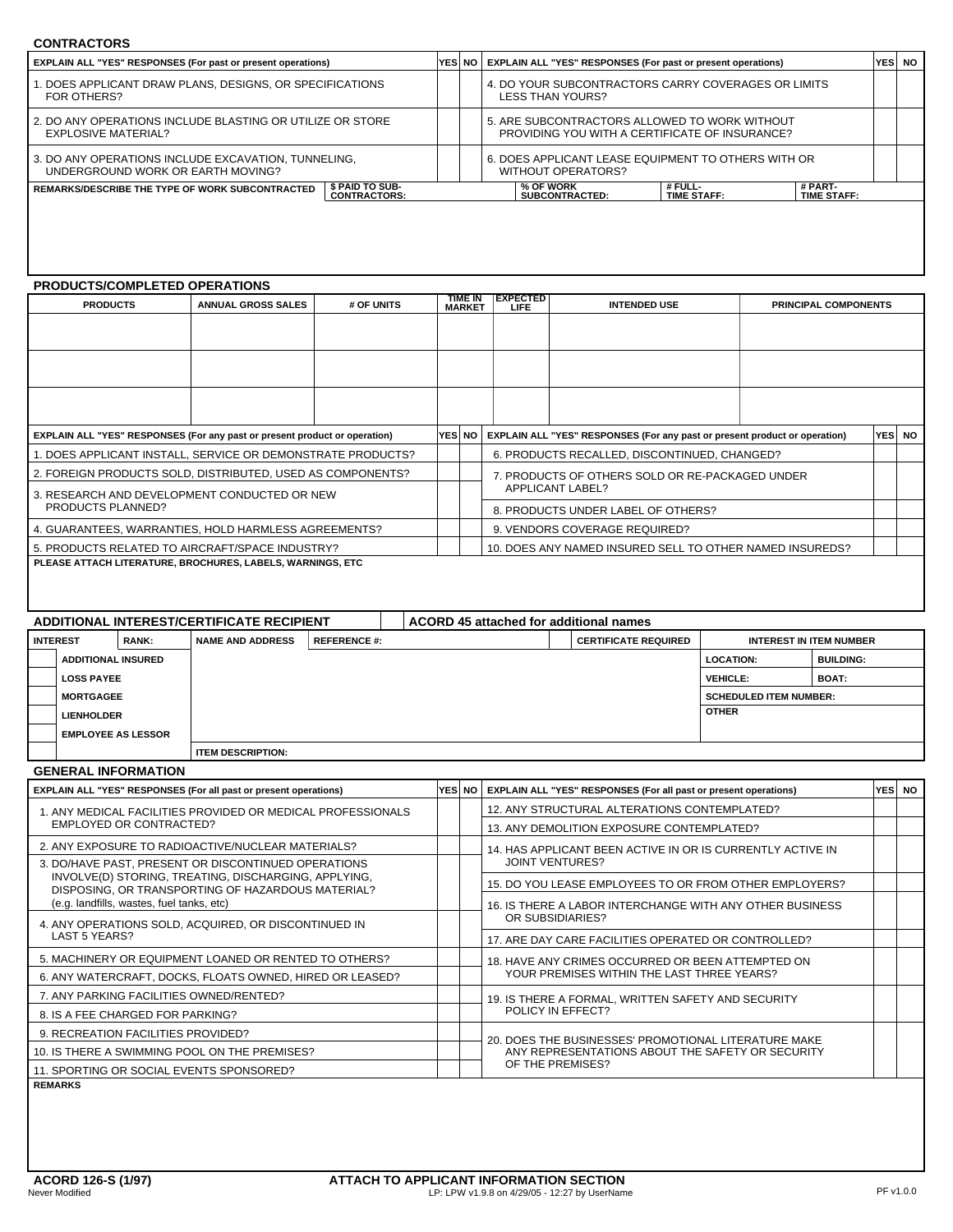## CONTRACTORS

| EXPLAIN ALL "YES" RESPONSES (For past or present operations) | YES | NO | EXPLAIN ALL "YES" RESPONSES (For past or present operations) | YES | NO |
|---|---|---|---|---|---|
| 1. DOES APPLICANT DRAW PLANS, DESIGNS, OR SPECIFICATIONS FOR OTHERS? | | | 4. DO YOUR SUBCONTRACTORS CARRY COVERAGES OR LIMITS LESS THAN YOURS? | | |
| 2. DO ANY OPERATIONS INCLUDE BLASTING OR UTILIZE OR STORE EXPLOSIVE MATERIAL? | | | 5. ARE SUBCONTRACTORS ALLOWED TO WORK WITHOUT PROVIDING YOU WITH A CERTIFICATE OF INSURANCE? | | |
| 3. DO ANY OPERATIONS INCLUDE EXCAVATION, TUNNELING, UNDERGROUND WORK OR EARTH MOVING? | | | 6. DOES APPLICANT LEASE EQUIPMENT TO OTHERS WITH OR WITHOUT OPERATORS? | | |

| REMARKS/DESCRIBE THE TYPE OF WORK SUBCONTRACTED | $ PAID TO SUB-CONTRACTORS: | % OF WORK SUBCONTRACTED: | # FULL-TIME STAFF: | # PART-TIME STAFF: |
|---|---|---|---|---|
| | | | | |

## PRODUCTS/COMPLETED OPERATIONS

| PRODUCTS | ANNUAL GROSS SALES | # OF UNITS | TIME IN MARKET | EXPECTED LIFE | INTENDED USE | PRINCIPAL COMPONENTS |
|---|---|---|---|---|---|---|
| | | | | | | |
| | | | | | | |
| | | | | | | |

| EXPLAIN ALL "YES" RESPONSES (For any past or present product or operation) | YES | NO | EXPLAIN ALL "YES" RESPONSES (For any past or present product or operation) | YES | NO |
|---|---|---|---|---|---|
| 1. DOES APPLICANT INSTALL, SERVICE OR DEMONSTRATE PRODUCTS? | | | 6. PRODUCTS RECALLED, DISCONTINUED, CHANGED? | | |
| 2. FOREIGN PRODUCTS SOLD, DISTRIBUTED, USED AS COMPONENTS? | | | 7. PRODUCTS OF OTHERS SOLD OR RE-PACKAGED UNDER APPLICANT LABEL? | | |
| 3. RESEARCH AND DEVELOPMENT CONDUCTED OR NEW PRODUCTS PLANNED? | | | 8. PRODUCTS UNDER LABEL OF OTHERS? | | |
| 4. GUARANTEES, WARRANTIES, HOLD HARMLESS AGREEMENTS? | | | 9. VENDORS COVERAGE REQUIRED? | | |
| 5. PRODUCTS RELATED TO AIRCRAFT/SPACE INDUSTRY? | | | 10. DOES ANY NAMED INSURED SELL TO OTHER NAMED INSUREDS? | | |

**PLEASE ATTACH LITERATURE, BROCHURES, LABELS, WARNINGS, ETC**

## ADDITIONAL INTEREST/CERTIFICATE RECIPIENT

☐ ACORD 45 attached for additional names

| INTEREST | RANK: | NAME AND ADDRESS | REFERENCE #: | ☐ CERTIFICATE REQUIRED | INTEREST IN ITEM NUMBER | |
|---|---|---|---|---|---|---|
| ☐ ADDITIONAL INSURED | | | | | LOCATION: | BUILDING: |
| ☐ LOSS PAYEE | | | | | VEHICLE: | BOAT: |
| ☐ MORTGAGEE | | | | | SCHEDULED ITEM NUMBER: | |
| ☐ LIENHOLDER | | | | | OTHER | |
| ☐ EMPLOYEE AS LESSOR | | | | | | |
| ☐ | | ITEM DESCRIPTION: | | | | |

## GENERAL INFORMATION

| EXPLAIN ALL "YES" RESPONSES (For all past or present operations) | YES | NO | EXPLAIN ALL "YES" RESPONSES (For all past or present operations) | YES | NO |
|---|---|---|---|---|---|
| 1. ANY MEDICAL FACILITIES PROVIDED OR MEDICAL PROFESSIONALS EMPLOYED OR CONTRACTED? | | | 12. ANY STRUCTURAL ALTERATIONS CONTEMPLATED? | | |
| | | | 13. ANY DEMOLITION EXPOSURE CONTEMPLATED? | | |
| 2. ANY EXPOSURE TO RADIOACTIVE/NUCLEAR MATERIALS? | | | 14. HAS APPLICANT BEEN ACTIVE IN OR IS CURRENTLY ACTIVE IN JOINT VENTURES? | | |
| 3. DO/HAVE PAST, PRESENT OR DISCONTINUED OPERATIONS INVOLVE(D) STORING, TREATING, DISCHARGING, APPLYING, DISPOSING, OR TRANSPORTING OF HAZARDOUS MATERIAL? (e.g. landfills, wastes, fuel tanks, etc) | | | 15. DO YOU LEASE EMPLOYEES TO OR FROM OTHER EMPLOYERS? | | |
| 4. ANY OPERATIONS SOLD, ACQUIRED, OR DISCONTINUED IN LAST 5 YEARS? | | | 16. IS THERE A LABOR INTERCHANGE WITH ANY OTHER BUSINESS OR SUBSIDIARIES? | | |
| | | | 17. ARE DAY CARE FACILITIES OPERATED OR CONTROLLED? | | |
| 5. MACHINERY OR EQUIPMENT LOANED OR RENTED TO OTHERS? | | | 18. HAVE ANY CRIMES OCCURRED OR BEEN ATTEMPTED ON YOUR PREMISES WITHIN THE LAST THREE YEARS? | | |
| 6. ANY WATERCRAFT, DOCKS, FLOATS OWNED, HIRED OR LEASED? | | | | | |
| 7. ANY PARKING FACILITIES OWNED/RENTED? | | | 19. IS THERE A FORMAL, WRITTEN SAFETY AND SECURITY POLICY IN EFFECT? | | |
| 8. IS A FEE CHARGED FOR PARKING? | | | | | |
| 9. RECREATION FACILITIES PROVIDED? | | | 20. DOES THE BUSINESSES' PROMOTIONAL LITERATURE MAKE ANY REPRESENTATIONS ABOUT THE SAFETY OR SECURITY OF THE PREMISES? | | |
| 10. IS THERE A SWIMMING POOL ON THE PREMISES? | | | | | |
| 11. SPORTING OR SOCIAL EVENTS SPONSORED? | | | | | |

**REMARKS**

ACORD 126-S (1/97) ATTACH TO APPLICANT INFORMATION SECTION